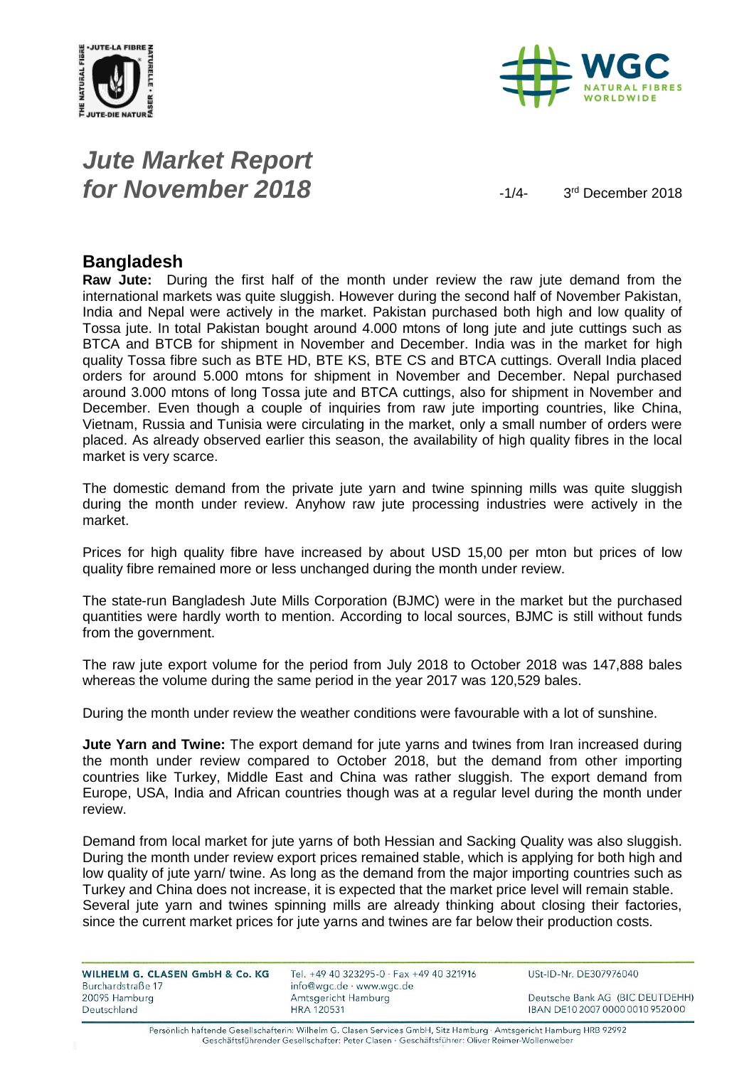# *Jute Market Report for November 2018*

3rd December 2018

## Bangladesh

**Raw Jute:** During the first half of the month under review the raw jute demand from the international markets was quite sluggish. However during the second half of November Pakistan, India and Nepal were actively in the market. Pakistan purchased both high and low quality of Tossa jute. In total Pakistan bought around 4.000 mtons of long jute and jute cuttings such as BTCA and BTCB for shipment in November and December. India was in the market for high quality Tossa fibre such as BTE HD, BTE KS, BTE CS and BTCA cuttings. Overall India placed orders for around 5.000 mtons for shipment in November and December. Nepal purchased around 3.000 mtons of long Tossa jute and BTCA cuttings, also for shipment in November and December. Even though a couple of inquiries from raw jute importing countries, like China, Vietnam, Russia and Tunisia were circulating in the market, only a small number of orders were placed. As already observed earlier this season, the availability of high quality fibres in the local market is very scarce.

The domestic demand from the private jute yarn and twine spinning mills was quite sluggish during the month under review. Anyhow raw jute processing industries were actively in the market.

Prices for high quality fibre have increased by about USD 15,00 per mton but prices of low quality fibre remained more or less unchanged during the month under review.

The state-run Bangladesh Jute Mills Corporation (BJMC) were in the market but the purchased quantities were hardly worth to mention. According to local sources, BJMC is still without funds from the government.

The raw jute export volume for the period from July 2018 to October 2018 was 147,888 bales whereas the volume during the same period in the year 2017 was 120,529 bales.

During the month under review the weather conditions were favourable with a lot of sunshine.

**Jute Yarn and Twine:** The export demand for jute yarns and twines from Iran increased during the month under review compared to October 2018, but the demand from other importing countries like Turkey, Middle East and China was rather sluggish. The export demand from Europe, USA, India and African countries though was at a regular level during the month under review.

Demand from local market for jute yarns of both Hessian and Sacking Quality was also sluggish. During the month under review export prices remained stable, which is applying for both high and low quality of jute yarn/ twine. As long as the demand from the major importing countries such as Turkey and China does not increase, it is expected that the market price level will remain stable. Several jute yarn and twines spinning mills are already thinking about closing their factories, since the current market prices for jute yarns and twines are far below their production costs.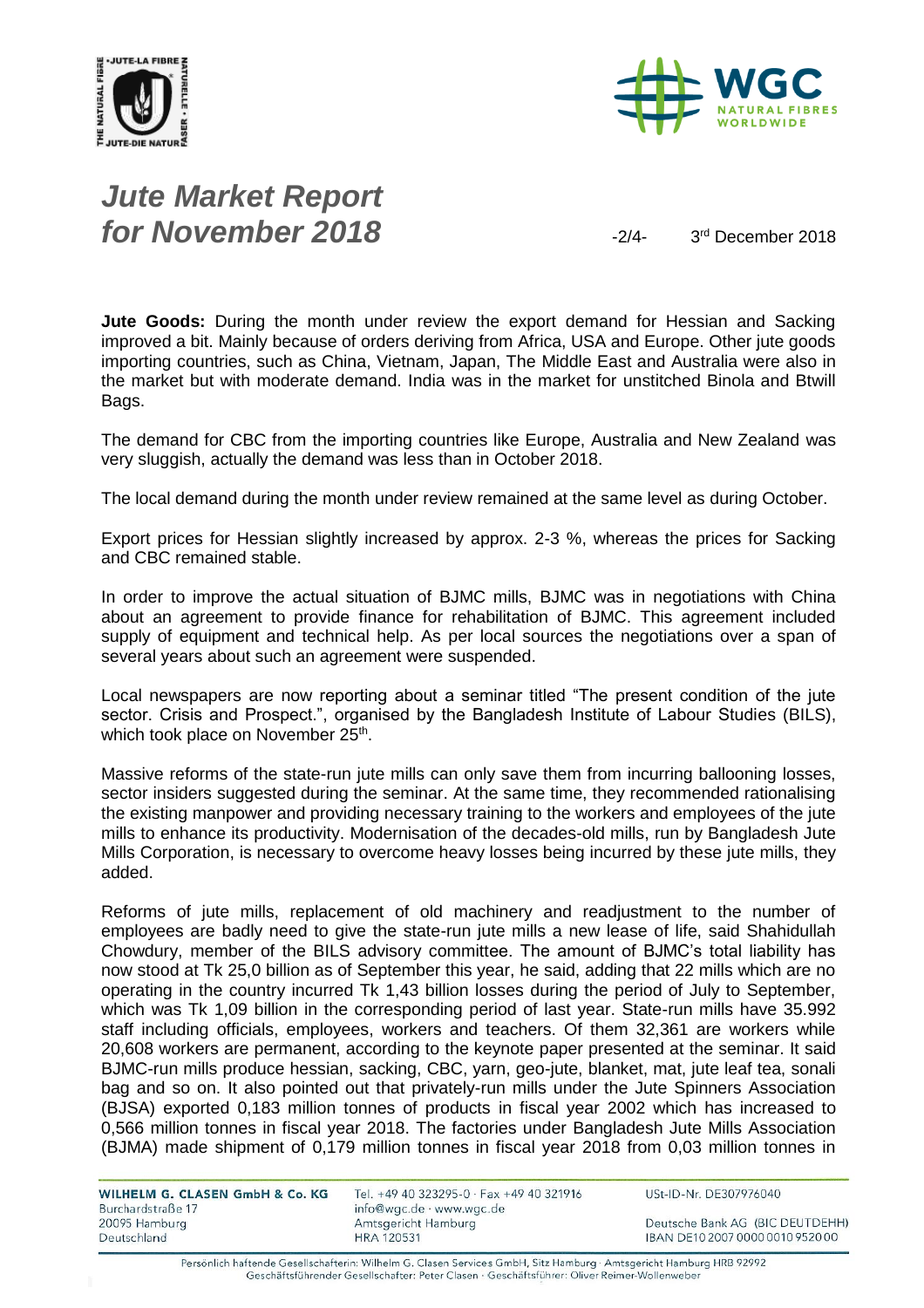# Jute Market Report for November 2018

3rd December 2018

**Jute Goods:** During the month under review the export demand for Hessian and Sacking improved a bit. Mainly because of orders deriving from Africa, USA and Europe. Other jute goods importing countries, such as China, Vietnam, Japan, The Middle East and Australia were also in the market but with moderate demand. India was in the market for unstitched Binola and Btwill Bags.

The demand for CBC from the importing countries like Europe, Australia and New Zealand was very sluggish, actually the demand was less than in October 2018.

The local demand during the month under review remained at the same level as during October.

Export prices for Hessian slightly increased by approx. 2-3 %, whereas the prices for Sacking and CBC remained stable.

In order to improve the actual situation of BJMC mills, BJMC was in negotiations with China about an agreement to provide finance for rehabilitation of BJMC. This agreement included supply of equipment and technical help. As per local sources the negotiations over a span of several years about such an agreement were suspended.

Local newspapers are now reporting about a seminar titled "The present condition of the jute sector. Crisis and Prospect.", organised by the Bangladesh Institute of Labour Studies (BILS), which took place on November 25th.

Massive reforms of the state-run jute mills can only save them from incurring ballooning losses, sector insiders suggested during the seminar. At the same time, they recommended rationalising the existing manpower and providing necessary training to the workers and employees of the jute mills to enhance its productivity. Modernisation of the decades-old mills, run by Bangladesh Jute Mills Corporation, is necessary to overcome heavy losses being incurred by these jute mills, they added.

Reforms of jute mills, replacement of old machinery and readjustment to the number of employees are badly need to give the state-run jute mills a new lease of life, said Shahidullah Chowdury, member of the BILS advisory committee. The amount of BJMC's total liability has now stood at Tk 25,0 billion as of September this year, he said, adding that 22 mills which are no operating in the country incurred Tk 1,43 billion losses during the period of July to September, which was Tk 1,09 billion in the corresponding period of last year. State-run mills have 35.992 staff including officials, employees, workers and teachers. Of them 32,361 are workers while 20,608 workers are permanent, according to the keynote paper presented at the seminar. It said BJMC-run mills produce hessian, sacking, CBC, yarn, geo-jute, blanket, mat, jute leaf tea, sonali bag and so on. It also pointed out that privately-run mills under the Jute Spinners Association (BJSA) exported 0,183 million tonnes of products in fiscal year 2002 which has increased to 0,566 million tonnes in fiscal year 2018. The factories under Bangladesh Jute Mills Association (BJMA) made shipment of 0,179 million tonnes in fiscal year 2018 from 0,03 million tonnes in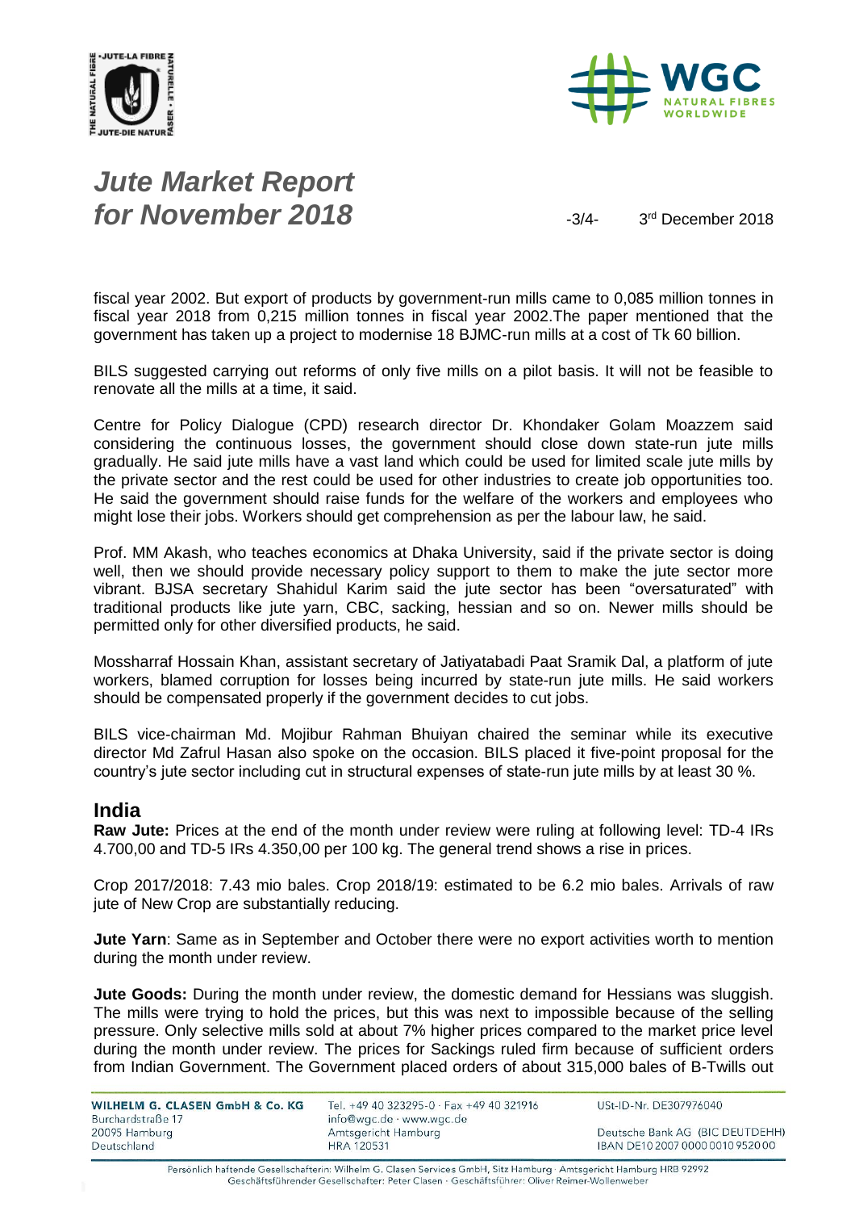fiscal year 2002. But export of products by government-run mills came to 0,085 million tonnes in fiscal year 2018 from 0,215 million tonnes in fiscal year 2002.The paper mentioned that the government has taken up a project to modernise 18 BJMC-run mills at a cost of Tk 60 billion.

BILS suggested carrying out reforms of only five mills on a pilot basis. It will not be feasible to renovate all the mills at a time, it said.

Centre for Policy Dialogue (CPD) research director Dr. Khondaker Golam Moazzem said considering the continuous losses, the government should close down state-run jute mills gradually. He said jute mills have a vast land which could be used for limited scale jute mills by the private sector and the rest could be used for other industries to create job opportunities too. He said the government should raise funds for the welfare of the workers and employees who might lose their jobs. Workers should get comprehension as per the labour law, he said.

Prof. MM Akash, who teaches economics at Dhaka University, said if the private sector is doing well, then we should provide necessary policy support to them to make the jute sector more vibrant. BJSA secretary Shahidul Karim said the jute sector has been "oversaturated" with traditional products like jute yarn, CBC, sacking, hessian and so on. Newer mills should be permitted only for other diversified products, he said.

Mossharraf Hossain Khan, assistant secretary of Jatiyatabadi Paat Sramik Dal, a platform of jute workers, blamed corruption for losses being incurred by state-run jute mills. He said workers should be compensated properly if the government decides to cut jobs.

BILS vice-chairman Md. Mojibur Rahman Bhuiyan chaired the seminar while its executive director Md Zafrul Hasan also spoke on the occasion. BILS placed it five-point proposal for the country's jute sector including cut in structural expenses of state-run jute mills by at least 30 %.

## India

**Raw Jute:** Prices at the end of the month under review were ruling at following level: TD-4 IRs 4.700,00 and TD-5 IRs 4.350,00 per 100 kg. The general trend shows a rise in prices.

Crop 2017/2018: 7.43 mio bales. Crop 2018/19: estimated to be 6.2 mio bales. Arrivals of raw jute of New Crop are substantially reducing.

**Jute Yarn**: Same as in September and October there were no export activities worth to mention during the month under review.

**Jute Goods:** During the month under review, the domestic demand for Hessians was sluggish. The mills were trying to hold the prices, but this was next to impossible because of the selling pressure. Only selective mills sold at about 7% higher prices compared to the market price level during the month under review. The prices for Sackings ruled firm because of sufficient orders from Indian Government. The Government placed orders of about 315,000 bales of B-Twills out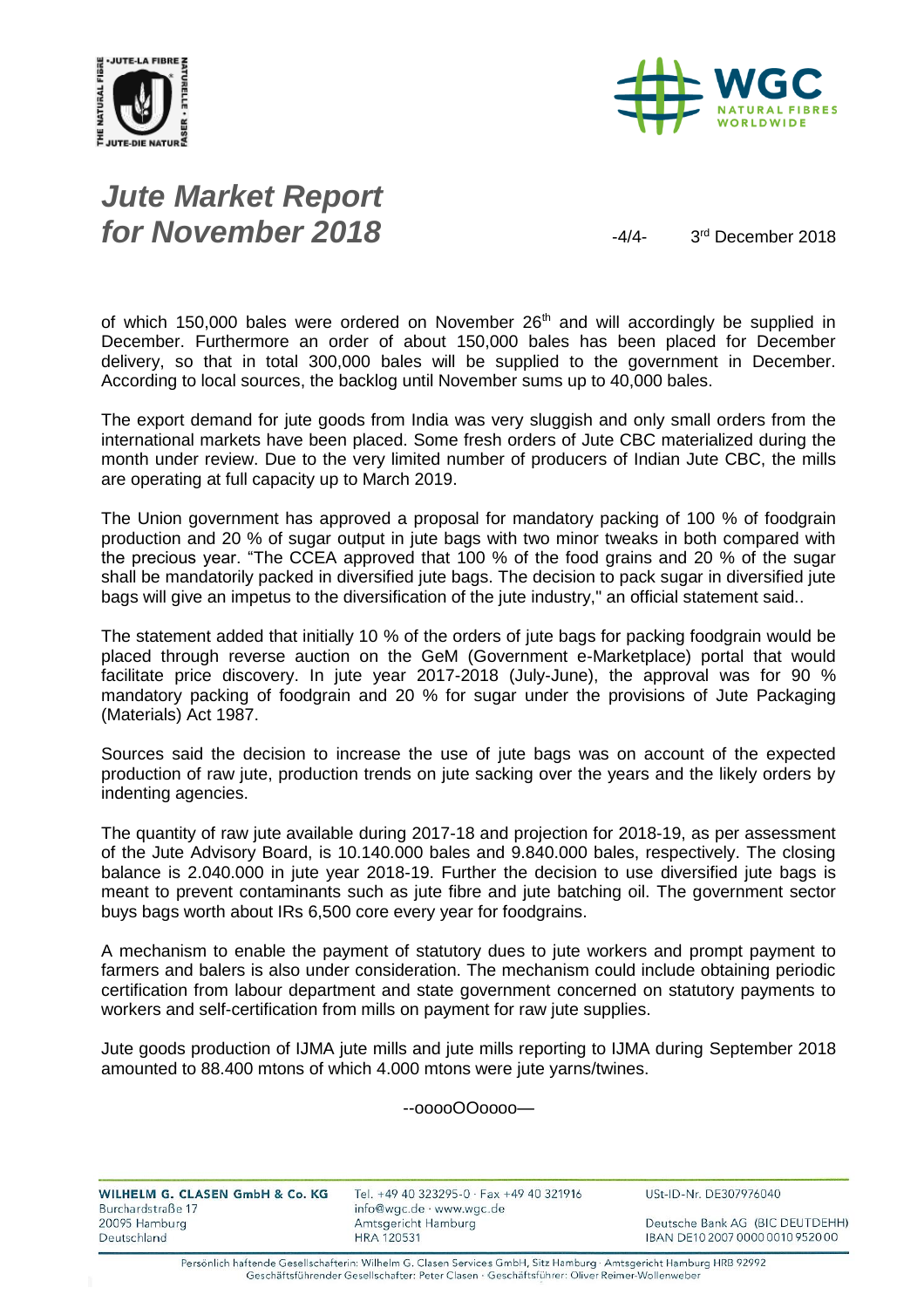of which 150,000 bales were ordered on November 26th and will accordingly be supplied in December. Furthermore an order of about 150,000 bales has been placed for December delivery, so that in total 300,000 bales will be supplied to the government in December. According to local sources, the backlog until November sums up to 40,000 bales.

The export demand for jute goods from India was very sluggish and only small orders from the international markets have been placed. Some fresh orders of Jute CBC materialized during the month under review. Due to the very limited number of producers of Indian Jute CBC, the mills are operating at full capacity up to March 2019.

The Union government has approved a proposal for mandatory packing of 100 % of foodgrain production and 20 % of sugar output in jute bags with two minor tweaks in both compared with the precious year. "The CCEA approved that 100 % of the food grains and 20 % of the sugar shall be mandatorily packed in diversified jute bags. The decision to pack sugar in diversified jute bags will give an impetus to the diversification of the jute industry," an official statement said..

The statement added that initially 10 % of the orders of jute bags for packing foodgrain would be placed through reverse auction on the GeM (Government e-Marketplace) portal that would facilitate price discovery. In jute year 2017-2018 (July-June), the approval was for 90 % mandatory packing of foodgrain and 20 % for sugar under the provisions of Jute Packaging (Materials) Act 1987.

Sources said the decision to increase the use of jute bags was on account of the expected production of raw jute, production trends on jute sacking over the years and the likely orders by indenting agencies.

The quantity of raw jute available during 2017-18 and projection for 2018-19, as per assessment of the Jute Advisory Board, is 10.140.000 bales and 9.840.000 bales, respectively. The closing balance is 2.040.000 in jute year 2018-19. Further the decision to use diversified jute bags is meant to prevent contaminants such as jute fibre and jute batching oil. The government sector buys bags worth about IRs 6,500 core every year for foodgrains.

A mechanism to enable the payment of statutory dues to jute workers and prompt payment to farmers and balers is also under consideration. The mechanism could include obtaining periodic certification from labour department and state government concerned on statutory payments to workers and self-certification from mills on payment for raw jute supplies.

Jute goods production of IJMA jute mills and jute mills reporting to IJMA during September 2018 amounted to 88.400 mtons of which 4.000 mtons were jute yarns/twines.

--ooooOOoooo—